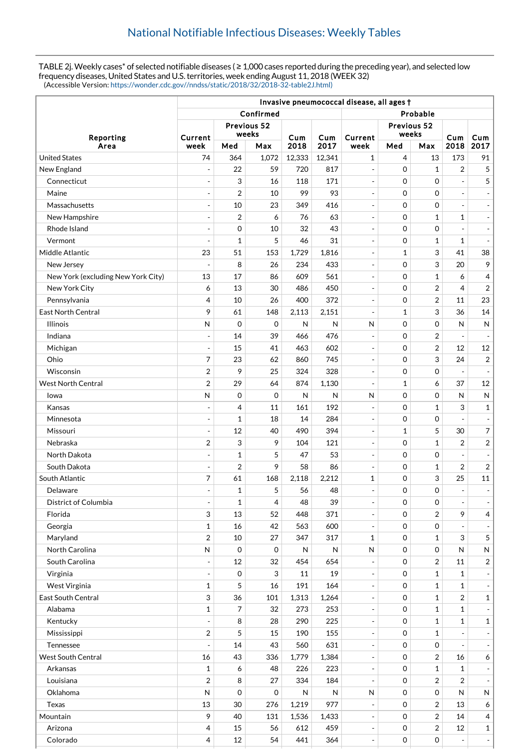# National Notifiable Infectious Diseases: Weekly Tables

TABLE 2j. Weekly cases* of selected notifiable diseases ( ≥ 1,000 cases reported during the preceding year), and selected low frequency diseases, United States and U.S. territories, week ending August 11, 2018 (WEEK 32)
(Accessible Version: https://wonder.cdc.gov//nndss/static/2018/32/2018-32-table2J.html)

| Reporting Area | Invasive pneumococcal disease, all ages † | | | | | | | | | |
|---|---|---|---|---|---|---|---|---|---|---|
| | Confirmed | | | | | Probable | | | | |
| | Current week | Previous 52 weeks | | Cum 2018 | Cum 2017 | Current week | Previous 52 weeks | | Cum 2018 | Cum 2017 |
| | | Med | Max | | | | Med | Max | | |
| United States | 74 | 364 | 1,072 | 12,333 | 12,341 | 1 | 4 | 13 | 173 | 91 |
| New England | - | 22 | 59 | 720 | 817 | - | 0 | 1 | 2 | 5 |
| Connecticut | - | 3 | 16 | 118 | 171 | - | 0 | 0 | - | 5 |
| Maine | - | 2 | 10 | 99 | 93 | - | 0 | 0 | - | - |
| Massachusetts | - | 10 | 23 | 349 | 416 | - | 0 | 0 | - | - |
| New Hampshire | - | 2 | 6 | 76 | 63 | - | 0 | 1 | 1 | - |
| Rhode Island | - | 0 | 10 | 32 | 43 | - | 0 | 0 | - | - |
| Vermont | - | 1 | 5 | 46 | 31 | - | 0 | 1 | 1 | - |
| Middle Atlantic | 23 | 51 | 153 | 1,729 | 1,816 | - | 1 | 3 | 41 | 38 |
| New Jersey | - | 8 | 26 | 234 | 433 | - | 0 | 3 | 20 | 9 |
| New York (excluding New York City) | 13 | 17 | 86 | 609 | 561 | - | 0 | 1 | 6 | 4 |
| New York City | 6 | 13 | 30 | 486 | 450 | - | 0 | 2 | 4 | 2 |
| Pennsylvania | 4 | 10 | 26 | 400 | 372 | - | 0 | 2 | 11 | 23 |
| East North Central | 9 | 61 | 148 | 2,113 | 2,151 | - | 1 | 3 | 36 | 14 |
| Illinois | N | 0 | 0 | N | N | N | 0 | 0 | N | N |
| Indiana | - | 14 | 39 | 466 | 476 | - | 0 | 2 | - | - |
| Michigan | - | 15 | 41 | 463 | 602 | - | 0 | 2 | 12 | 12 |
| Ohio | 7 | 23 | 62 | 860 | 745 | - | 0 | 3 | 24 | 2 |
| Wisconsin | 2 | 9 | 25 | 324 | 328 | - | 0 | 0 | - | - |
| West North Central | 2 | 29 | 64 | 874 | 1,130 | - | 1 | 6 | 37 | 12 |
| Iowa | N | 0 | 0 | N | N | N | 0 | 0 | N | N |
| Kansas | - | 4 | 11 | 161 | 192 | - | 0 | 1 | 3 | 1 |
| Minnesota | - | 1 | 18 | 14 | 284 | - | 0 | 0 | - | - |
| Missouri | - | 12 | 40 | 490 | 394 | - | 1 | 5 | 30 | 7 |
| Nebraska | 2 | 3 | 9 | 104 | 121 | - | 0 | 1 | 2 | 2 |
| North Dakota | - | 1 | 5 | 47 | 53 | - | 0 | 0 | - | - |
| South Dakota | - | 2 | 9 | 58 | 86 | - | 0 | 1 | 2 | 2 |
| South Atlantic | 7 | 61 | 168 | 2,118 | 2,212 | 1 | 0 | 3 | 25 | 11 |
| Delaware | - | 1 | 5 | 56 | 48 | - | 0 | 0 | - | - |
| District of Columbia | - | 1 | 4 | 48 | 39 | - | 0 | 0 | - | - |
| Florida | 3 | 13 | 52 | 448 | 371 | - | 0 | 2 | 9 | 4 |
| Georgia | 1 | 16 | 42 | 563 | 600 | - | 0 | 0 | - | - |
| Maryland | 2 | 10 | 27 | 347 | 317 | 1 | 0 | 1 | 3 | 5 |
| North Carolina | N | 0 | 0 | N | N | N | 0 | 0 | N | N |
| South Carolina | - | 12 | 32 | 454 | 654 | - | 0 | 2 | 11 | 2 |
| Virginia | - | 0 | 3 | 11 | 19 | - | 0 | 1 | 1 | - |
| West Virginia | 1 | 5 | 16 | 191 | 164 | - | 0 | 1 | 1 | - |
| East South Central | 3 | 36 | 101 | 1,313 | 1,264 | - | 0 | 1 | 2 | 1 |
| Alabama | 1 | 7 | 32 | 273 | 253 | - | 0 | 1 | 1 | - |
| Kentucky | - | 8 | 28 | 290 | 225 | - | 0 | 1 | 1 | 1 |
| Mississippi | 2 | 5 | 15 | 190 | 155 | - | 0 | 1 | - | - |
| Tennessee | - | 14 | 43 | 560 | 631 | - | 0 | 0 | - | - |
| West South Central | 16 | 43 | 336 | 1,779 | 1,384 | - | 0 | 2 | 16 | 6 |
| Arkansas | 1 | 6 | 48 | 226 | 223 | - | 0 | 1 | 1 | - |
| Louisiana | 2 | 8 | 27 | 334 | 184 | - | 0 | 2 | 2 | - |
| Oklahoma | N | 0 | 0 | N | N | N | 0 | 0 | N | N |
| Texas | 13 | 30 | 276 | 1,219 | 977 | - | 0 | 2 | 13 | 6 |
| Mountain | 9 | 40 | 131 | 1,536 | 1,433 | - | 0 | 2 | 14 | 4 |
| Arizona | 4 | 15 | 56 | 612 | 459 | - | 0 | 2 | 12 | 1 |
| Colorado | 4 | 12 | 54 | 441 | 364 | - | 0 | 0 | - | - |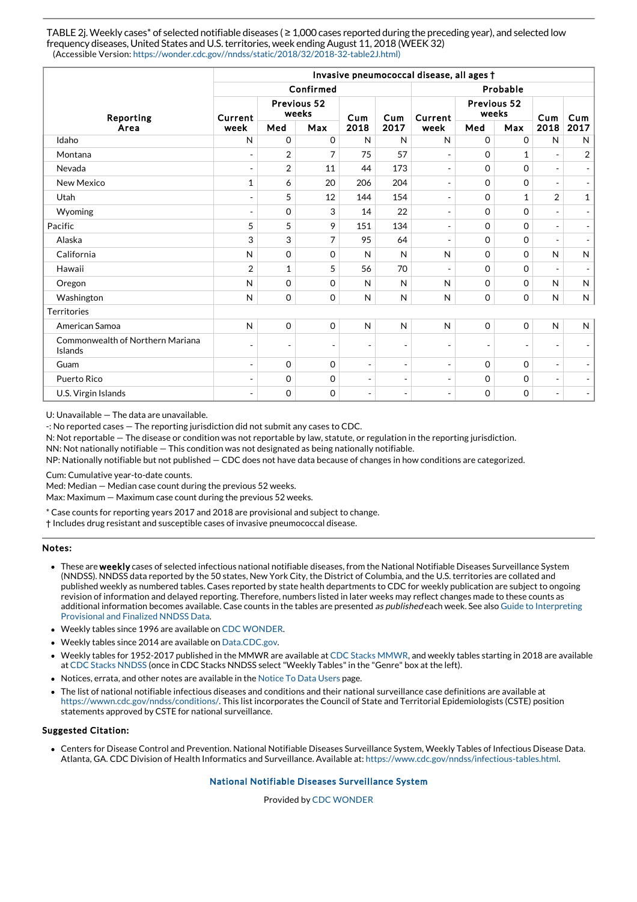TABLE 2j. Weekly cases* of selected notifiable diseases ( ≥ 1,000 cases reported during the preceding year), and selected low frequency diseases, United States and U.S. territories, week ending August 11, 2018 (WEEK 32)
(Accessible Version: https://wonder.cdc.gov//nndss/static/2018/32/2018-32-table2J.html)

| Reporting Area | Invasive pneumococcal disease, all ages † | | | | | | | | | |
|---|---|---|---|---|---|---|---|---|---|---|
| | Confirmed | | | | | Probable | | | | |
| | Current week | Previous 52 weeks Med | Previous 52 weeks Max | Cum 2018 | Cum 2017 | Current week | Previous 52 weeks Med | Previous 52 weeks Max | Cum 2018 | Cum 2017 |
| Idaho | N | 0 | 0 | N | N | N | 0 | 0 | N | N |
| Montana | - | 2 | 7 | 75 | 57 | - | 0 | 1 | - | 2 |
| Nevada | - | 2 | 11 | 44 | 173 | - | 0 | 0 | - | - |
| New Mexico | 1 | 6 | 20 | 206 | 204 | - | 0 | 0 | - | - |
| Utah | - | 5 | 12 | 144 | 154 | - | 0 | 1 | 2 | 1 |
| Wyoming | - | 0 | 3 | 14 | 22 | - | 0 | 0 | - | - |
| Pacific | 5 | 5 | 9 | 151 | 134 | - | 0 | 0 | - | - |
| Alaska | 3 | 3 | 7 | 95 | 64 | - | 0 | 0 | - | - |
| California | N | 0 | 0 | N | N | N | 0 | 0 | N | N |
| Hawaii | 2 | 1 | 5 | 56 | 70 | - | 0 | 0 | - | - |
| Oregon | N | 0 | 0 | N | N | N | 0 | 0 | N | N |
| Washington | N | 0 | 0 | N | N | N | 0 | 0 | N | N |
| Territories | | | | | | | | | | |
| American Samoa | N | 0 | 0 | N | N | N | 0 | 0 | N | N |
| Commonwealth of Northern Mariana Islands | - | - | - | - | - | - | - | - | - | - |
| Guam | - | 0 | 0 | - | - | - | 0 | 0 | - | - |
| Puerto Rico | - | 0 | 0 | - | - | - | 0 | 0 | - | - |
| U.S. Virgin Islands | - | 0 | 0 | - | - | - | 0 | 0 | - | - |

U: Unavailable — The data are unavailable.
-: No reported cases — The reporting jurisdiction did not submit any cases to CDC.
N: Not reportable — The disease or condition was not reportable by law, statute, or regulation in the reporting jurisdiction.
NN: Not nationally notifiable — This condition was not designated as being nationally notifiable.
NP: Nationally notifiable but not published — CDC does not have data because of changes in how conditions are categorized.

Cum: Cumulative year-to-date counts.
Med: Median — Median case count during the previous 52 weeks.
Max: Maximum — Maximum case count during the previous 52 weeks.

* Case counts for reporting years 2017 and 2018 are provisional and subject to change.
† Includes drug resistant and susceptible cases of invasive pneumococcal disease.

**Notes:**

- These are **weekly** cases of selected infectious national notifiable diseases, from the National Notifiable Diseases Surveillance System (NNDSS). NNDSS data reported by the 50 states, New York City, the District of Columbia, and the U.S. territories are collated and published weekly as numbered tables. Cases reported by state health departments to CDC for weekly publication are subject to ongoing revision of information and delayed reporting. Therefore, numbers listed in later weeks may reflect changes made to these counts as additional information becomes available. Case counts in the tables are presented *as published* each week. See also Guide to Interpreting Provisional and Finalized NNDSS Data.
- Weekly tables since 1996 are available on CDC WONDER.
- Weekly tables since 2014 are available on Data.CDC.gov.
- Weekly tables for 1952-2017 published in the MMWR are available at CDC Stacks MMWR, and weekly tables starting in 2018 are available at CDC Stacks NNDSS (once in CDC Stacks NNDSS select "Weekly Tables" in the "Genre" box at the left).
- Notices, errata, and other notes are available in the Notice To Data Users page.
- The list of national notifiable infectious diseases and conditions and their national surveillance case definitions are available at https://wwwn.cdc.gov/nndss/conditions/. This list incorporates the Council of State and Territorial Epidemiologists (CSTE) position statements approved by CSTE for national surveillance.

**Suggested Citation:**

- Centers for Disease Control and Prevention. National Notifiable Diseases Surveillance System, Weekly Tables of Infectious Disease Data. Atlanta, GA. CDC Division of Health Informatics and Surveillance. Available at: https://www.cdc.gov/nndss/infectious-tables.html.

National Notifiable Diseases Surveillance System

Provided by CDC WONDER